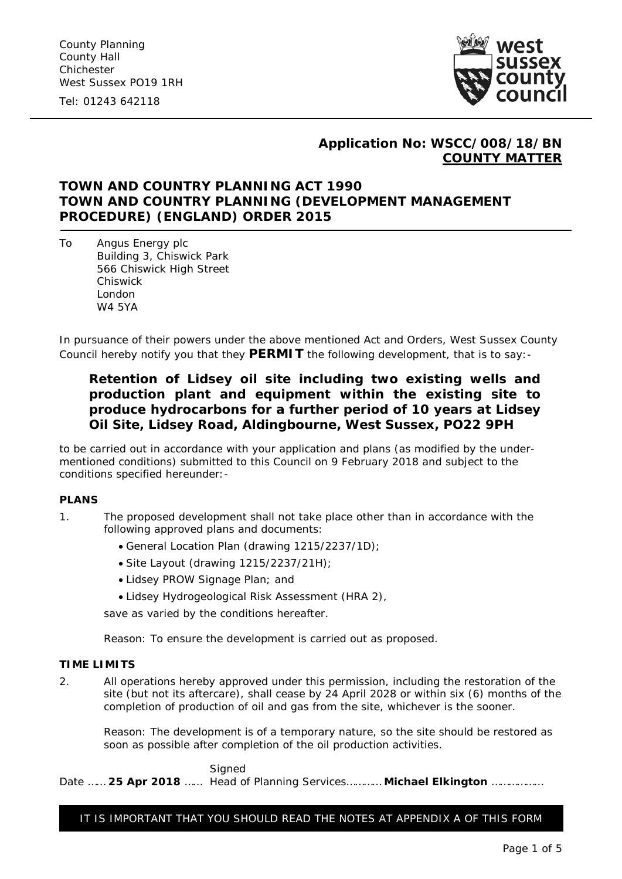County Planning
County Hall
Chichester
West Sussex PO19 1RH

Tel: 01243 642118

**Application No: WSCC/008/18/BN**
**COUNTY MATTER**

## TOWN AND COUNTRY PLANNING ACT 1990
## TOWN AND COUNTRY PLANNING (DEVELOPMENT MANAGEMENT PROCEDURE) (ENGLAND) ORDER 2015

To Angus Energy plc
Building 3, Chiswick Park
566 Chiswick High Street
Chiswick
London
W4 5YA

In pursuance of their powers under the above mentioned Act and Orders, West Sussex County Council hereby notify you that they **PERMIT** the following development, that is to say:-

**Retention of Lidsey oil site including two existing wells and production plant and equipment within the existing site to produce hydrocarbons for a further period of 10 years at Lidsey Oil Site, Lidsey Road, Aldingbourne, West Sussex, PO22 9PH**

to be carried out in accordance with your application and plans (as modified by the under-mentioned conditions) submitted to this Council on 9 February 2018 and subject to the conditions specified hereunder:-

### PLANS

1. The proposed development shall not take place other than in accordance with the following approved plans and documents:
   - General Location Plan (drawing 1215/2237/1D);
   - Site Layout (drawing 1215/2237/21H);
   - Lidsey PROW Signage Plan; and
   - Lidsey Hydrogeological Risk Assessment (HRA 2),

   save as varied by the conditions hereafter.

   Reason: To ensure the development is carried out as proposed.

### TIME LIMITS

2. All operations hereby approved under this permission, including the restoration of the site (but not its aftercare), shall cease by 24 April 2028 or within six (6) months of the completion of production of oil and gas from the site, whichever is the sooner.

   Reason: The development is of a temporary nature, so the site should be restored as soon as possible after completion of the oil production activities.

Signed
Date …… **25 Apr 2018** …… Head of Planning Services………… **Michael Elkington** ………………

IT IS IMPORTANT THAT YOU SHOULD READ THE NOTES AT APPENDIX A OF THIS FORM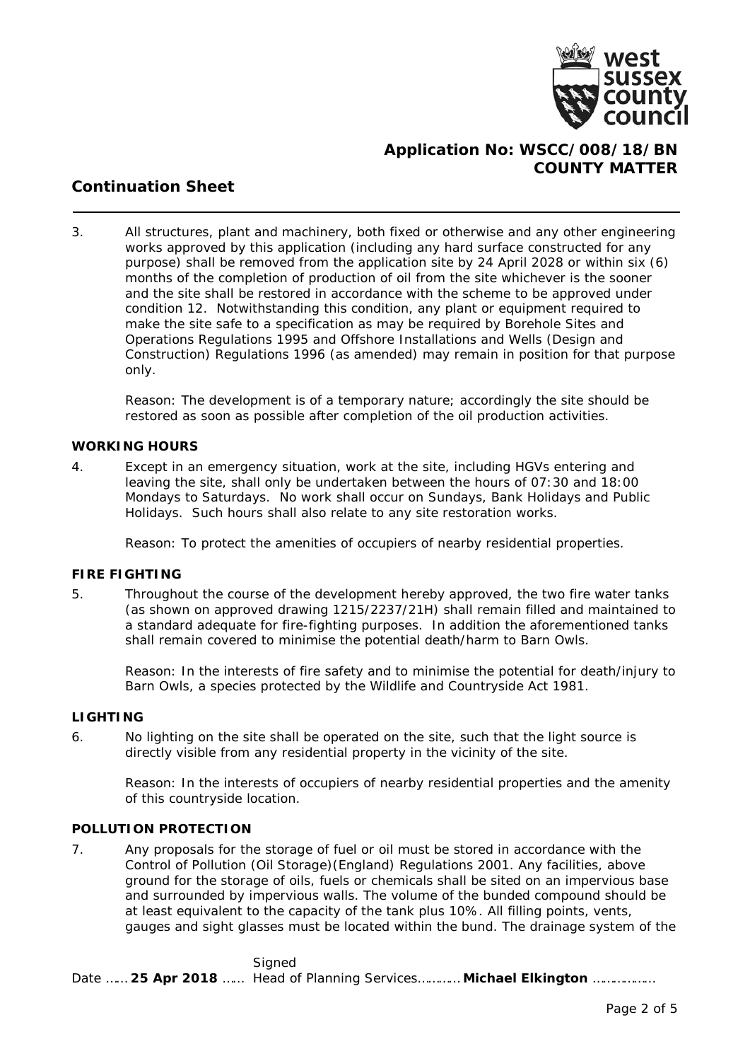**Application No: WSCC/008/18/BN**
**COUNTY MATTER**

## Continuation Sheet

3. All structures, plant and machinery, both fixed or otherwise and any other engineering works approved by this application (including any hard surface constructed for any purpose) shall be removed from the application site by 24 April 2028 or within six (6) months of the completion of production of oil from the site whichever is the sooner and the site shall be restored in accordance with the scheme to be approved under condition 12. Notwithstanding this condition, any plant or equipment required to make the site safe to a specification as may be required by Borehole Sites and Operations Regulations 1995 and Offshore Installations and Wells (Design and Construction) Regulations 1996 (as amended) may remain in position for that purpose only.

   Reason: The development is of a temporary nature; accordingly the site should be restored as soon as possible after completion of the oil production activities.

**WORKING HOURS**

4. Except in an emergency situation, work at the site, including HGVs entering and leaving the site, shall only be undertaken between the hours of 07:30 and 18:00 Mondays to Saturdays. No work shall occur on Sundays, Bank Holidays and Public Holidays. Such hours shall also relate to any site restoration works.

   Reason: To protect the amenities of occupiers of nearby residential properties.

**FIRE FIGHTING**

5. Throughout the course of the development hereby approved, the two fire water tanks (as shown on approved drawing 1215/2237/21H) shall remain filled and maintained to a standard adequate for fire-fighting purposes. In addition the aforementioned tanks shall remain covered to minimise the potential death/harm to Barn Owls.

   Reason: In the interests of fire safety and to minimise the potential for death/injury to Barn Owls, a species protected by the Wildlife and Countryside Act 1981.

**LIGHTING**

6. No lighting on the site shall be operated on the site, such that the light source is directly visible from any residential property in the vicinity of the site.

   Reason: In the interests of occupiers of nearby residential properties and the amenity of this countryside location.

**POLLUTION PROTECTION**

7. Any proposals for the storage of fuel or oil must be stored in accordance with the Control of Pollution (Oil Storage)(England) Regulations 2001. Any facilities, above ground for the storage of oils, fuels or chemicals shall be sited on an impervious base and surrounded by impervious walls. The volume of the bunded compound should be at least equivalent to the capacity of the tank plus 10%. All filling points, vents, gauges and sight glasses must be located within the bund. The drainage system of the

Date …… **25 Apr 2018** …… Signed Head of Planning Services………… **Michael Elkington** ………………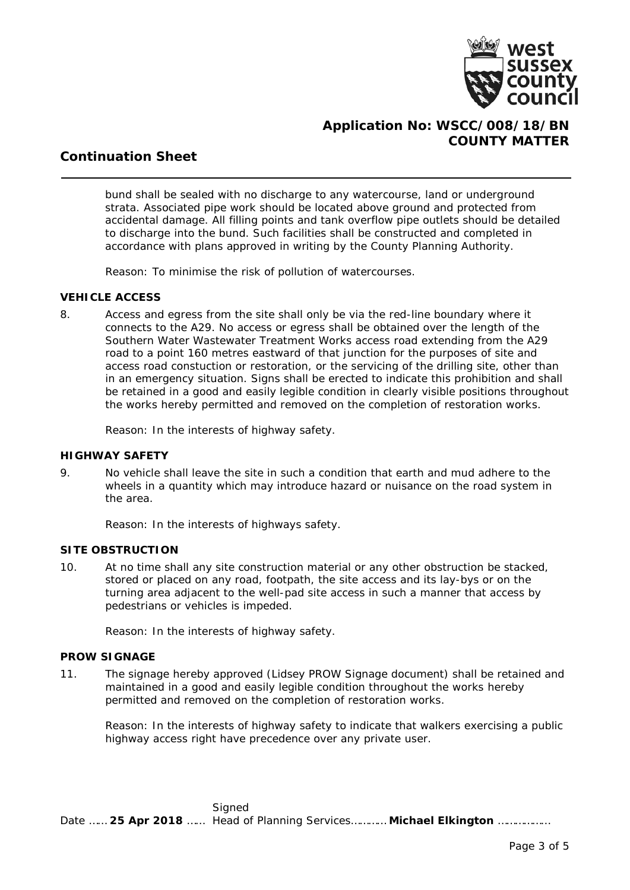bund shall be sealed with no discharge to any watercourse, land or underground strata. Associated pipe work should be located above ground and protected from accidental damage. All filling points and tank overflow pipe outlets should be detailed to discharge into the bund. Such facilities shall be constructed and completed in accordance with plans approved in writing by the County Planning Authority.

Reason: To minimise the risk of pollution of watercourses.

**VEHICLE ACCESS**

8. Access and egress from the site shall only be via the red-line boundary where it connects to the A29. No access or egress shall be obtained over the length of the Southern Water Wastewater Treatment Works access road extending from the A29 road to a point 160 metres eastward of that junction for the purposes of site and access road constuction or restoration, or the servicing of the drilling site, other than in an emergency situation. Signs shall be erected to indicate this prohibition and shall be retained in a good and easily legible condition in clearly visible positions throughout the works hereby permitted and removed on the completion of restoration works.

   Reason: In the interests of highway safety.

**HIGHWAY SAFETY**

9. No vehicle shall leave the site in such a condition that earth and mud adhere to the wheels in a quantity which may introduce hazard or nuisance on the road system in the area.

   Reason: In the interests of highways safety.

**SITE OBSTRUCTION**

10. At no time shall any site construction material or any other obstruction be stacked, stored or placed on any road, footpath, the site access and its lay-bys or on the turning area adjacent to the well-pad site access in such a manner that access by pedestrians or vehicles is impeded.

    Reason: In the interests of highway safety.

**PROW SIGNAGE**

11. The signage hereby approved (Lidsey PROW Signage document) shall be retained and maintained in a good and easily legible condition throughout the works hereby permitted and removed on the completion of restoration works.

    Reason: In the interests of highway safety to indicate that walkers exercising a public highway access right have precedence over any private user.

Date …… **25 Apr 2018** …… Signed Head of Planning Services………… **Michael Elkington** ………………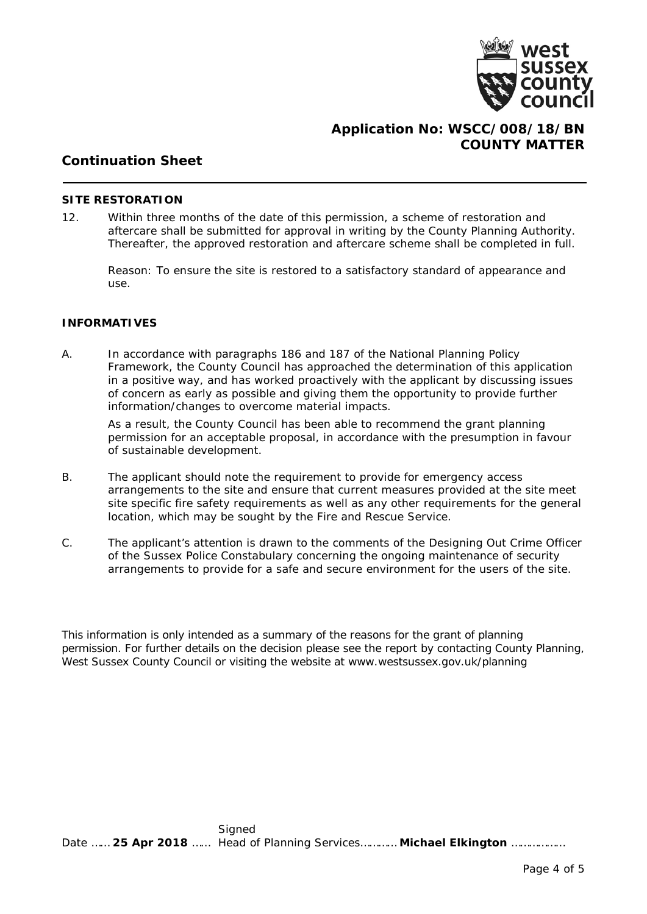**Application No: WSCC/008/18/BN**
**COUNTY MATTER**

## Continuation Sheet

### SITE RESTORATION

12. Within three months of the date of this permission, a scheme of restoration and aftercare shall be submitted for approval in writing by the County Planning Authority. Thereafter, the approved restoration and aftercare scheme shall be completed in full.

    Reason: To ensure the site is restored to a satisfactory standard of appearance and use.

### INFORMATIVES

A. In accordance with paragraphs 186 and 187 of the National Planning Policy Framework, the County Council has approached the determination of this application in a positive way, and has worked proactively with the applicant by discussing issues of concern as early as possible and giving them the opportunity to provide further information/changes to overcome material impacts.

   As a result, the County Council has been able to recommend the grant planning permission for an acceptable proposal, in accordance with the presumption in favour of sustainable development.

B. The applicant should note the requirement to provide for emergency access arrangements to the site and ensure that current measures provided at the site meet site specific fire safety requirements as well as any other requirements for the general location, which may be sought by the Fire and Rescue Service.

C. The applicant's attention is drawn to the comments of the Designing Out Crime Officer of the Sussex Police Constabulary concerning the ongoing maintenance of security arrangements to provide for a safe and secure environment for the users of the site.

This information is only intended as a summary of the reasons for the grant of planning permission. For further details on the decision please see the report by contacting County Planning, West Sussex County Council or visiting the website at www.westsussex.gov.uk/planning

Signed

Date …… **25 Apr 2018** …… Head of Planning Services………… **Michael Elkington** ………………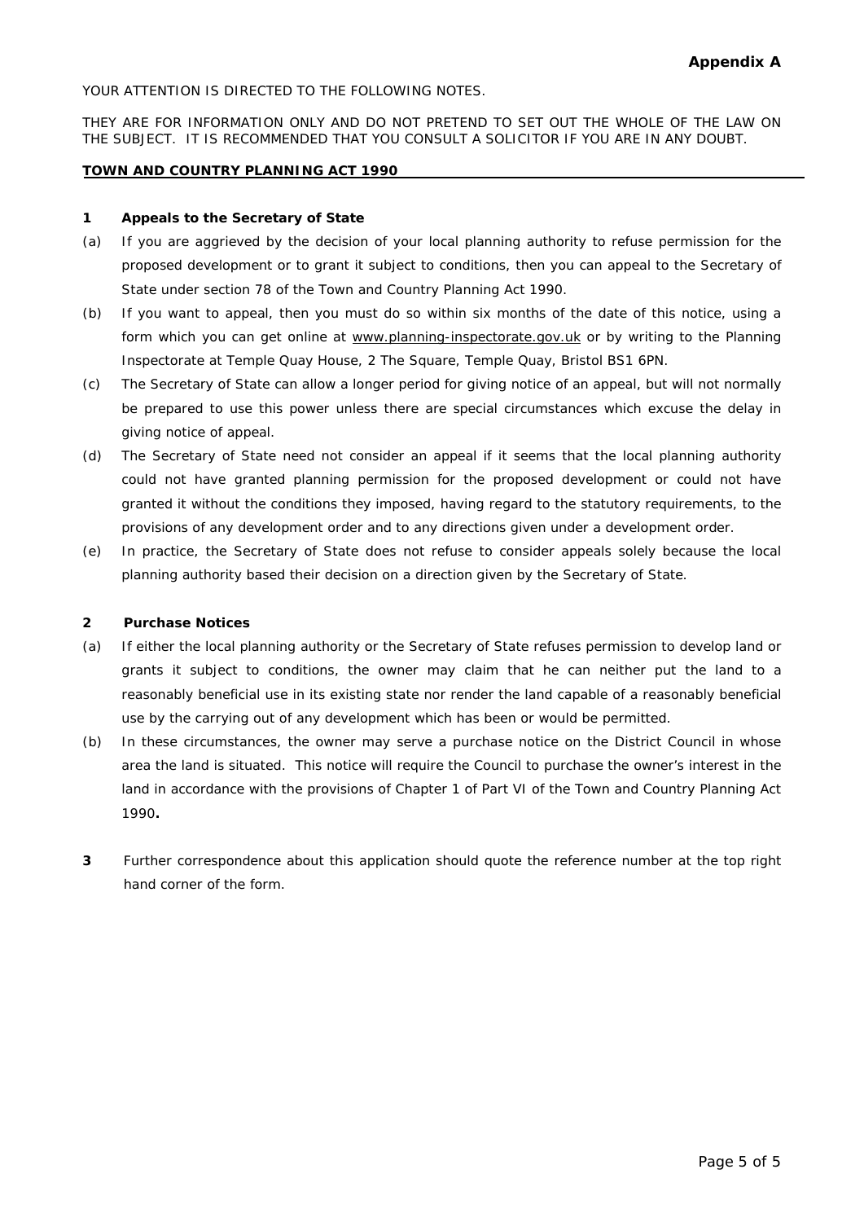**Appendix A**

YOUR ATTENTION IS DIRECTED TO THE FOLLOWING NOTES.

THEY ARE FOR INFORMATION ONLY AND DO NOT PRETEND TO SET OUT THE WHOLE OF THE LAW ON THE SUBJECT. IT IS RECOMMENDED THAT YOU CONSULT A SOLICITOR IF YOU ARE IN ANY DOUBT.

**TOWN AND COUNTRY PLANNING ACT 1990**

**1 Appeals to the Secretary of State**

(a) If you are aggrieved by the decision of your local planning authority to refuse permission for the proposed development or to grant it subject to conditions, then you can appeal to the Secretary of State under section 78 of the Town and Country Planning Act 1990.

(b) If you want to appeal, then you must do so within six months of the date of this notice, using a form which you can get online at www.planning-inspectorate.gov.uk or by writing to the Planning Inspectorate at Temple Quay House, 2 The Square, Temple Quay, Bristol BS1 6PN.

(c) The Secretary of State can allow a longer period for giving notice of an appeal, but will not normally be prepared to use this power unless there are special circumstances which excuse the delay in giving notice of appeal.

(d) The Secretary of State need not consider an appeal if it seems that the local planning authority could not have granted planning permission for the proposed development or could not have granted it without the conditions they imposed, having regard to the statutory requirements, to the provisions of any development order and to any directions given under a development order.

(e) In practice, the Secretary of State does not refuse to consider appeals solely because the local planning authority based their decision on a direction given by the Secretary of State.

**2 Purchase Notices**

(a) If either the local planning authority or the Secretary of State refuses permission to develop land or grants it subject to conditions, the owner may claim that he can neither put the land to a reasonably beneficial use in its existing state nor render the land capable of a reasonably beneficial use by the carrying out of any development which has been or would be permitted.

(b) In these circumstances, the owner may serve a purchase notice on the District Council in whose area the land is situated. This notice will require the Council to purchase the owner's interest in the land in accordance with the provisions of Chapter 1 of Part VI of the Town and Country Planning Act 1990**.**

**3** Further correspondence about this application should quote the reference number at the top right hand corner of the form.